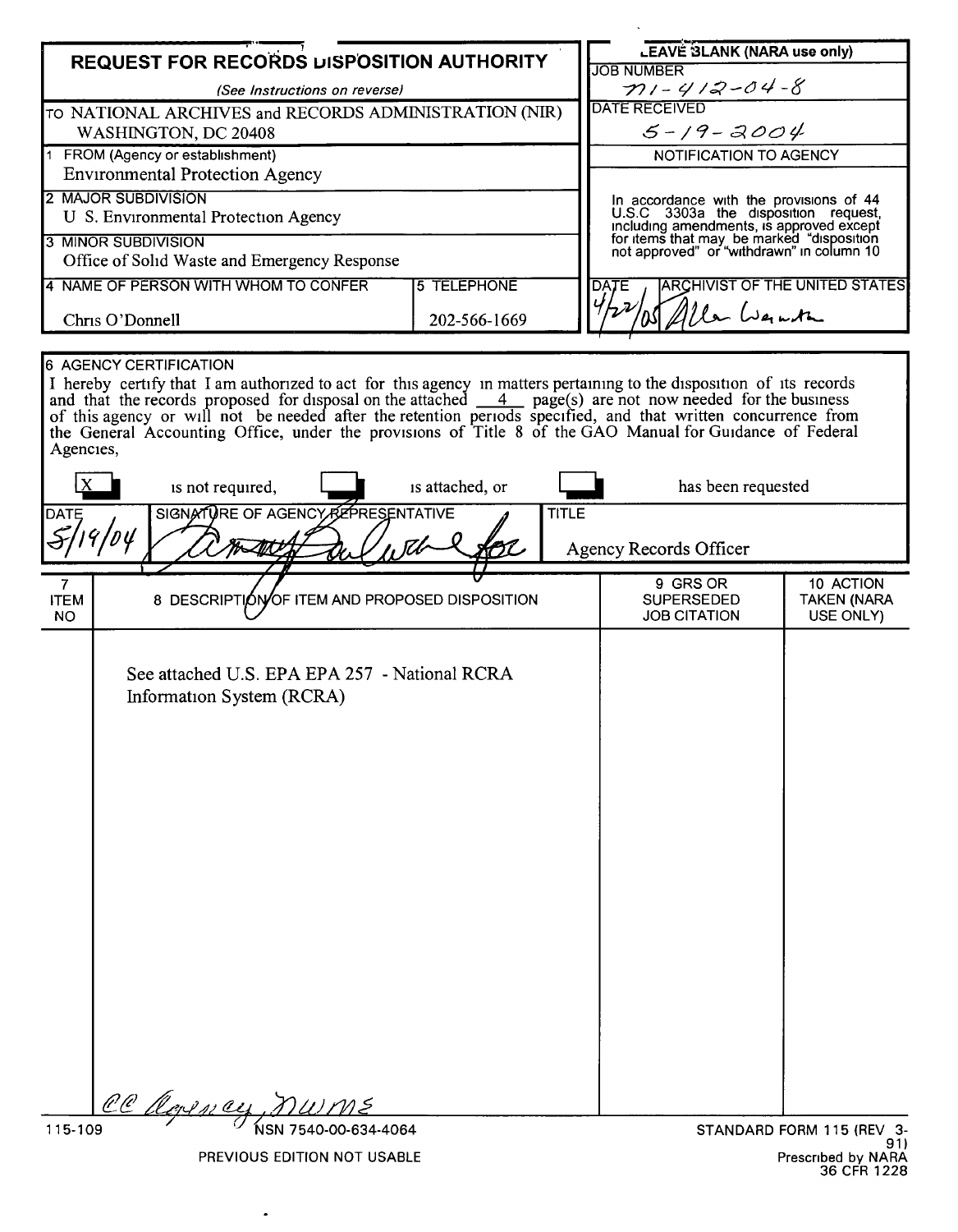# REQUEST FOR RECORDS DISPOSITION AUTHORITY

*(See Instructions on reverse)*

| | LEAVE BLANK (NARA use only) |
|---|---|
| TO NATIONAL ARCHIVES and RECORDS ADMINISTRATION (NIR) WASHINGTON, DC 20408 | JOB NUMBER N1-412-04-8 |
| 1 FROM (Agency or establishment) Environmental Protection Agency | DATE RECEIVED 5-19-2004 |
| 2 MAJOR SUBDIVISION U S. Environmental Protection Agency | NOTIFICATION TO AGENCY |
| 3 MINOR SUBDIVISION Office of Solid Waste and Emergency Response | In accordance with the provisions of 44 U.S.C 3303a the disposition request, including amendments, is approved except for items that may be marked "disposition not approved" or "withdrawn" in column 10 |
| 4 NAME OF PERSON WITH WHOM TO CONFER: Chris O'Donnell — 5 TELEPHONE: 202-566-1669 | DATE: 4/22/05 — ARCHIVIST OF THE UNITED STATES: Allen Weinstein |

**6 AGENCY CERTIFICATION**

I hereby certify that I am authorized to act for this agency in matters pertaining to the disposition of its records and that the records proposed for disposal on the attached 4 page(s) are not now needed for the business of this agency or will not be needed after the retention periods specified, and that written concurrence from the General Accounting Office, under the provisions of Title 8 of the GAO Manual for Guidance of Federal Agencies,

[X] is not required, [ ] is attached, or [ ] has been requested

| DATE | SIGNATURE OF AGENCY REPRESENTATIVE | TITLE |
|---|---|---|
| 5/19/04 | [signature] for | Agency Records Officer |

| 7 ITEM NO | 8 DESCRIPTION OF ITEM AND PROPOSED DISPOSITION | 9 GRS OR SUPERSEDED JOB CITATION | 10 ACTION TAKEN (NARA USE ONLY) |
|---|---|---|---|
| | See attached U.S. EPA EPA 257 - National RCRA Information System (RCRA) | | |

cc Agency, NWME

115-109 NSN 7540-00-634-4064

PREVIOUS EDITION NOT USABLE

STANDARD FORM 115 (REV 3-91)
Prescribed by NARA
36 CFR 1228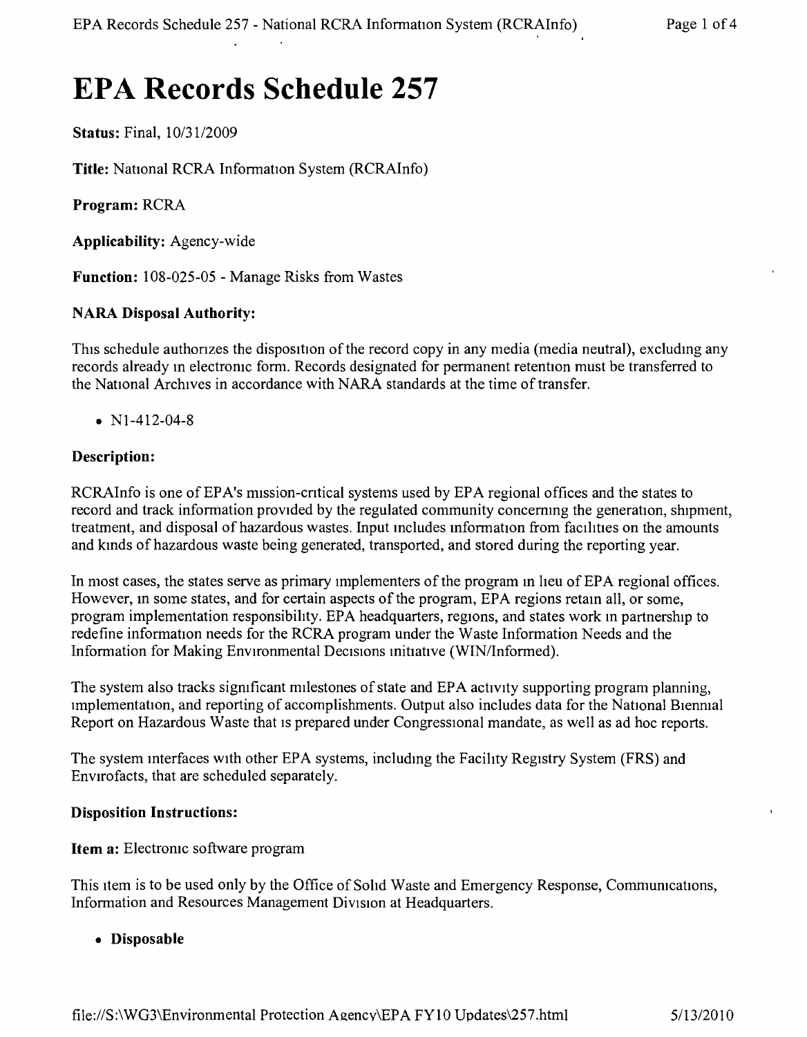# EPA Records Schedule 257

**Status:** Final, 10/31/2009

**Title:** National RCRA Information System (RCRAInfo)

**Program:** RCRA

**Applicability:** Agency-wide

**Function:** 108-025-05 - Manage Risks from Wastes

**NARA Disposal Authority:**

This schedule authorizes the disposition of the record copy in any media (media neutral), excluding any records already in electronic form. Records designated for permanent retention must be transferred to the National Archives in accordance with NARA standards at the time of transfer.

- N1-412-04-8

**Description:**

RCRAInfo is one of EPA's mission-critical systems used by EPA regional offices and the states to record and track information provided by the regulated community concerning the generation, shipment, treatment, and disposal of hazardous wastes. Input includes information from facilities on the amounts and kinds of hazardous waste being generated, transported, and stored during the reporting year.

In most cases, the states serve as primary implementers of the program in lieu of EPA regional offices. However, in some states, and for certain aspects of the program, EPA regions retain all, or some, program implementation responsibility. EPA headquarters, regions, and states work in partnership to redefine information needs for the RCRA program under the Waste Information Needs and the Information for Making Environmental Decisions initiative (WIN/Informed).

The system also tracks significant milestones of state and EPA activity supporting program planning, implementation, and reporting of accomplishments. Output also includes data for the National Biennial Report on Hazardous Waste that is prepared under Congressional mandate, as well as ad hoc reports.

The system interfaces with other EPA systems, including the Facility Registry System (FRS) and Envirofacts, that are scheduled separately.

**Disposition Instructions:**

**Item a:** Electronic software program

This item is to be used only by the Office of Solid Waste and Emergency Response, Communications, Information and Resources Management Division at Headquarters.

- **Disposable**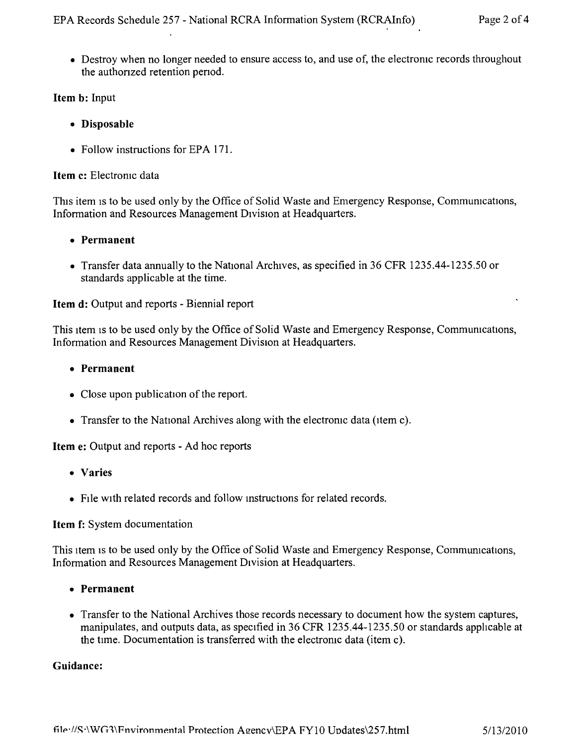- Destroy when no longer needed to ensure access to, and use of, the electronic records throughout the authorized retention period.

**Item b:** Input

- **Disposable**
- Follow instructions for EPA 171.

**Item c:** Electronic data

This item is to be used only by the Office of Solid Waste and Emergency Response, Communications, Information and Resources Management Division at Headquarters.

- **Permanent**
- Transfer data annually to the National Archives, as specified in 36 CFR 1235.44-1235.50 or standards applicable at the time.

**Item d:** Output and reports - Biennial report

This item is to be used only by the Office of Solid Waste and Emergency Response, Communications, Information and Resources Management Division at Headquarters.

- **Permanent**
- Close upon publication of the report.
- Transfer to the National Archives along with the electronic data (item c).

**Item e:** Output and reports - Ad hoc reports

- **Varies**
- File with related records and follow instructions for related records.

**Item f:** System documentation

This item is to be used only by the Office of Solid Waste and Emergency Response, Communications, Information and Resources Management Division at Headquarters.

- **Permanent**
- Transfer to the National Archives those records necessary to document how the system captures, manipulates, and outputs data, as specified in 36 CFR 1235.44-1235.50 or standards applicable at the time. Documentation is transferred with the electronic data (item c).

**Guidance:**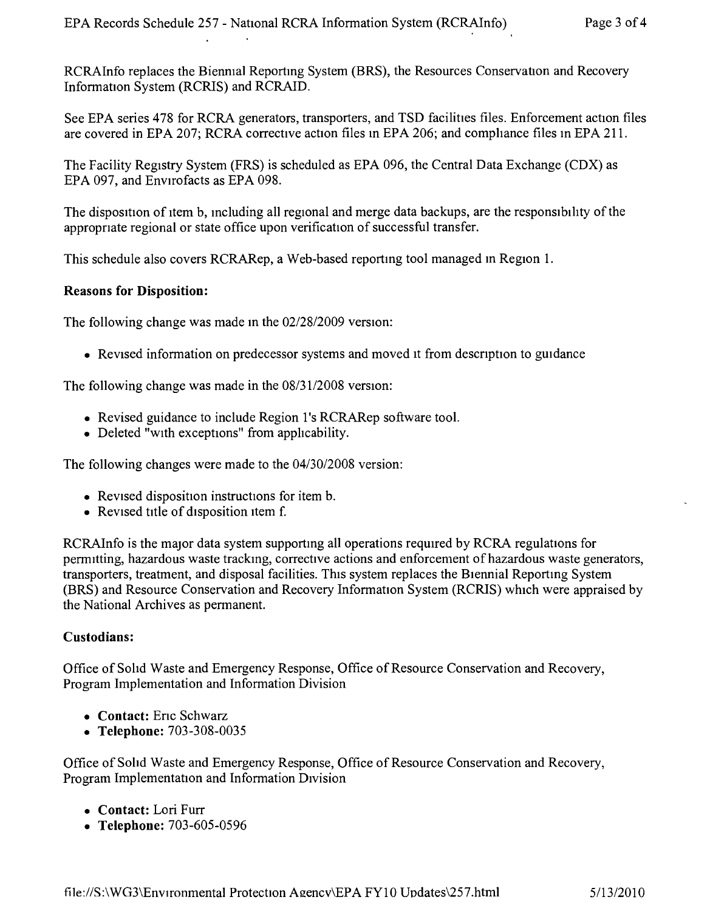RCRAInfo replaces the Biennial Reporting System (BRS), the Resources Conservation and Recovery Information System (RCRIS) and RCRAID.

See EPA series 478 for RCRA generators, transporters, and TSD facilities files. Enforcement action files are covered in EPA 207; RCRA corrective action files in EPA 206; and compliance files in EPA 211.

The Facility Registry System (FRS) is scheduled as EPA 096, the Central Data Exchange (CDX) as EPA 097, and Envirofacts as EPA 098.

The disposition of item b, including all regional and merge data backups, are the responsibility of the appropriate regional or state office upon verification of successful transfer.

This schedule also covers RCRARep, a Web-based reporting tool managed in Region 1.

**Reasons for Disposition:**

The following change was made in the 02/28/2009 version:

- Revised information on predecessor systems and moved it from description to guidance

The following change was made in the 08/31/2008 version:

- Revised guidance to include Region 1's RCRARep software tool.
- Deleted "with exceptions" from applicability.

The following changes were made to the 04/30/2008 version:

- Revised disposition instructions for item b.
- Revised title of disposition item f.

RCRAInfo is the major data system supporting all operations required by RCRA regulations for permitting, hazardous waste tracking, corrective actions and enforcement of hazardous waste generators, transporters, treatment, and disposal facilities. This system replaces the Biennial Reporting System (BRS) and Resource Conservation and Recovery Information System (RCRIS) which were appraised by the National Archives as permanent.

**Custodians:**

Office of Solid Waste and Emergency Response, Office of Resource Conservation and Recovery, Program Implementation and Information Division

- **Contact:** Eric Schwarz
- **Telephone:** 703-308-0035

Office of Solid Waste and Emergency Response, Office of Resource Conservation and Recovery, Program Implementation and Information Division

- **Contact:** Lori Furr
- **Telephone:** 703-605-0596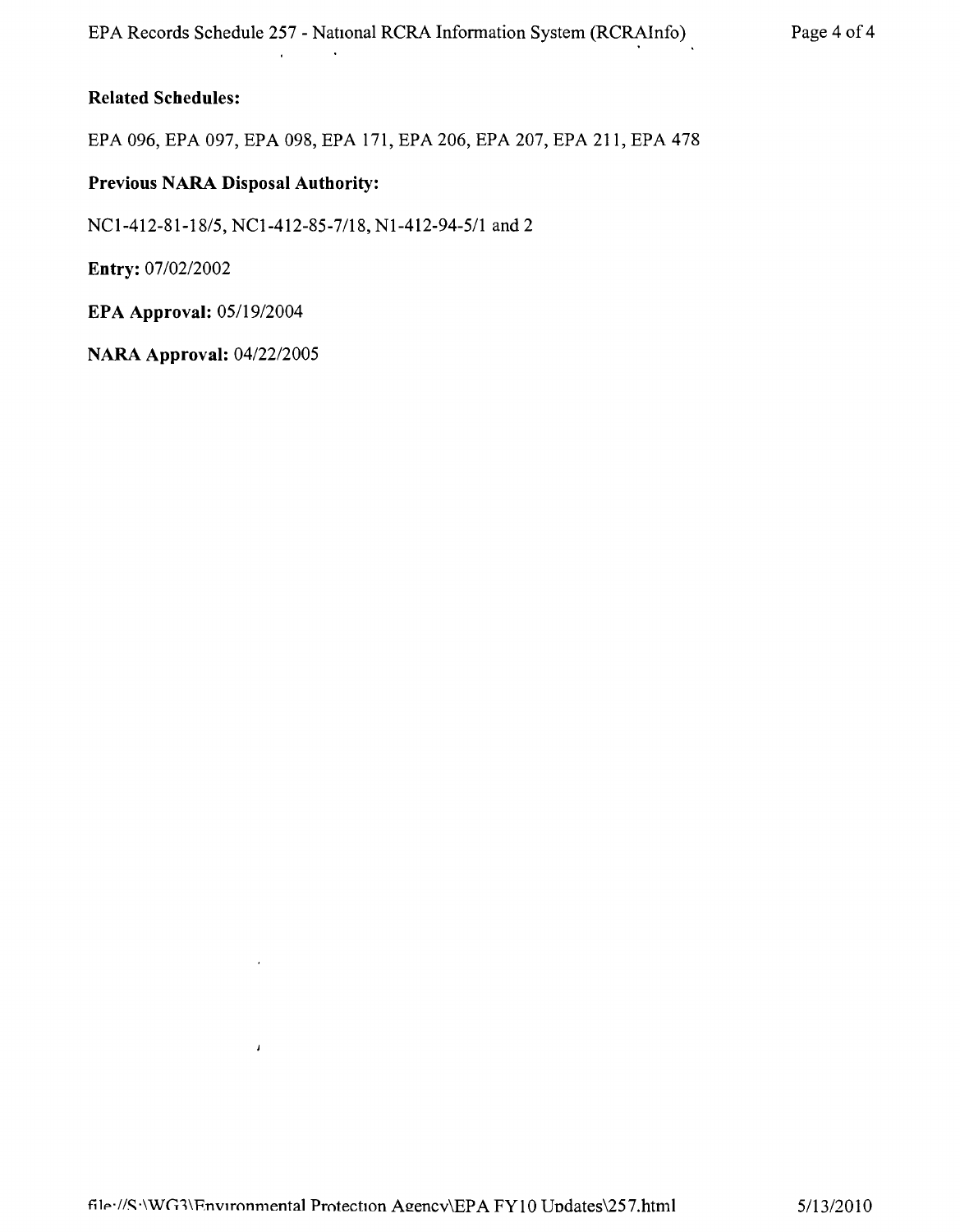**Related Schedules:**

EPA 096, EPA 097, EPA 098, EPA 171, EPA 206, EPA 207, EPA 211, EPA 478

**Previous NARA Disposal Authority:**

NC1-412-81-18/5, NC1-412-85-7/18, N1-412-94-5/1 and 2

**Entry:** 07/02/2002

**EPA Approval:** 05/19/2004

**NARA Approval:** 04/22/2005